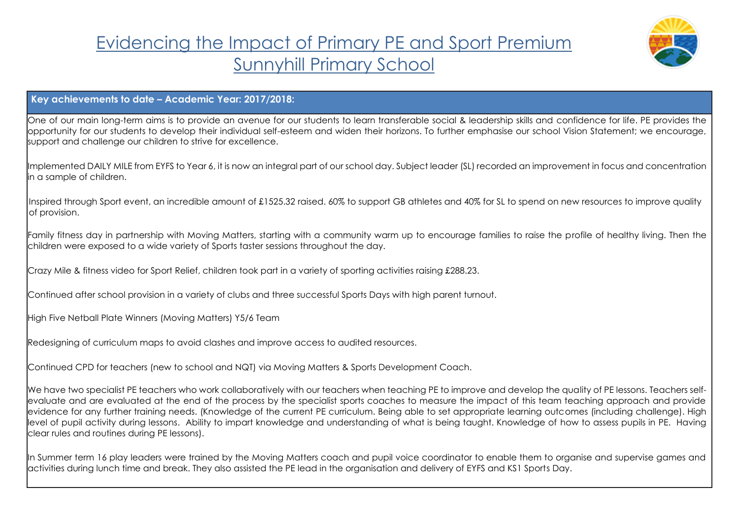# Evidencing the Impact of Primary PE and Sport Premium
# Sunnyhill Primary School

| Key achievements to date – Academic Year: 2017/2018: |
|---|
| One of our main long-term aims is to provide an avenue for our students to learn transferable social & leadership skills and confidence for life. PE provides the opportunity for our students to develop their individual self-esteem and widen their horizons. To further emphasise our school Vision Statement; we encourage, support and challenge our children to strive for excellence.<br><br>Implemented DAILY MILE from EYFS to Year 6, it is now an integral part of our school day. Subject leader (SL) recorded an improvement in focus and concentration in a sample of children.<br><br>Inspired through Sport event, an incredible amount of £1525.32 raised. 60% to support GB athletes and 40% for SL to spend on new resources to improve quality of provision.<br><br>Family fitness day in partnership with Moving Matters, starting with a community warm up to encourage families to raise the profile of healthy living. Then the children were exposed to a wide variety of Sports taster sessions throughout the day.<br><br>Crazy Mile & fitness video for Sport Relief, children took part in a variety of sporting activities raising £288.23.<br><br>Continued after school provision in a variety of clubs and three successful Sports Days with high parent turnout.<br><br>High Five Netball Plate Winners (Moving Matters) Y5/6 Team<br><br>Redesigning of curriculum maps to avoid clashes and improve access to audited resources.<br><br>Continued CPD for teachers (new to school and NQT) via Moving Matters & Sports Development Coach.<br><br>We have two specialist PE teachers who work collaboratively with our teachers when teaching PE to improve and develop the quality of PE lessons. Teachers self-evaluate and are evaluated at the end of the process by the specialist sports coaches to measure the impact of this team teaching approach and provide evidence for any further training needs. (Knowledge of the current PE curriculum. Being able to set appropriate learning outcomes (including challenge). High level of pupil activity during lessons. Ability to impart knowledge and understanding of what is being taught. Knowledge of how to assess pupils in PE. Having clear rules and routines during PE lessons).<br><br>In Summer term 16 play leaders were trained by the Moving Matters coach and pupil voice coordinator to enable them to organise and supervise games and activities during lunch time and break. They also assisted the PE lead in the organisation and delivery of EYFS and KS1 Sports Day. |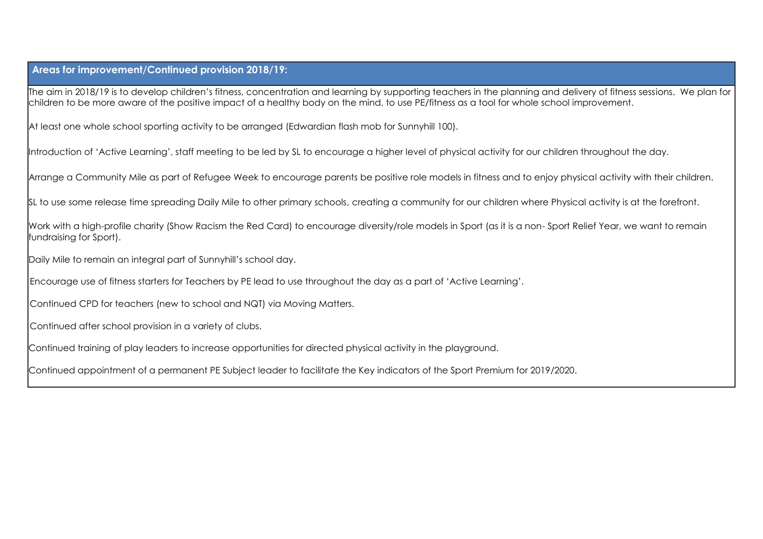## Areas for improvement/Continued provision 2018/19:

The aim in 2018/19 is to develop children's fitness, concentration and learning by supporting teachers in the planning and delivery of fitness sessions. We plan for children to be more aware of the positive impact of a healthy body on the mind, to use PE/fitness as a tool for whole school improvement.

At least one whole school sporting activity to be arranged (Edwardian flash mob for Sunnyhill 100).

Introduction of 'Active Learning', staff meeting to be led by SL to encourage a higher level of physical activity for our children throughout the day.

Arrange a Community Mile as part of Refugee Week to encourage parents be positive role models in fitness and to enjoy physical activity with their children.

SL to use some release time spreading Daily Mile to other primary schools, creating a community for our children where Physical activity is at the forefront.

Work with a high-profile charity (Show Racism the Red Card) to encourage diversity/role models in Sport (as it is a non- Sport Relief Year, we want to remain fundraising for Sport).

Daily Mile to remain an integral part of Sunnyhill's school day.

Encourage use of fitness starters for Teachers by PE lead to use throughout the day as a part of 'Active Learning'.

Continued CPD for teachers (new to school and NQT) via Moving Matters.

Continued after school provision in a variety of clubs.

Continued training of play leaders to increase opportunities for directed physical activity in the playground.

Continued appointment of a permanent PE Subject leader to facilitate the Key indicators of the Sport Premium for 2019/2020.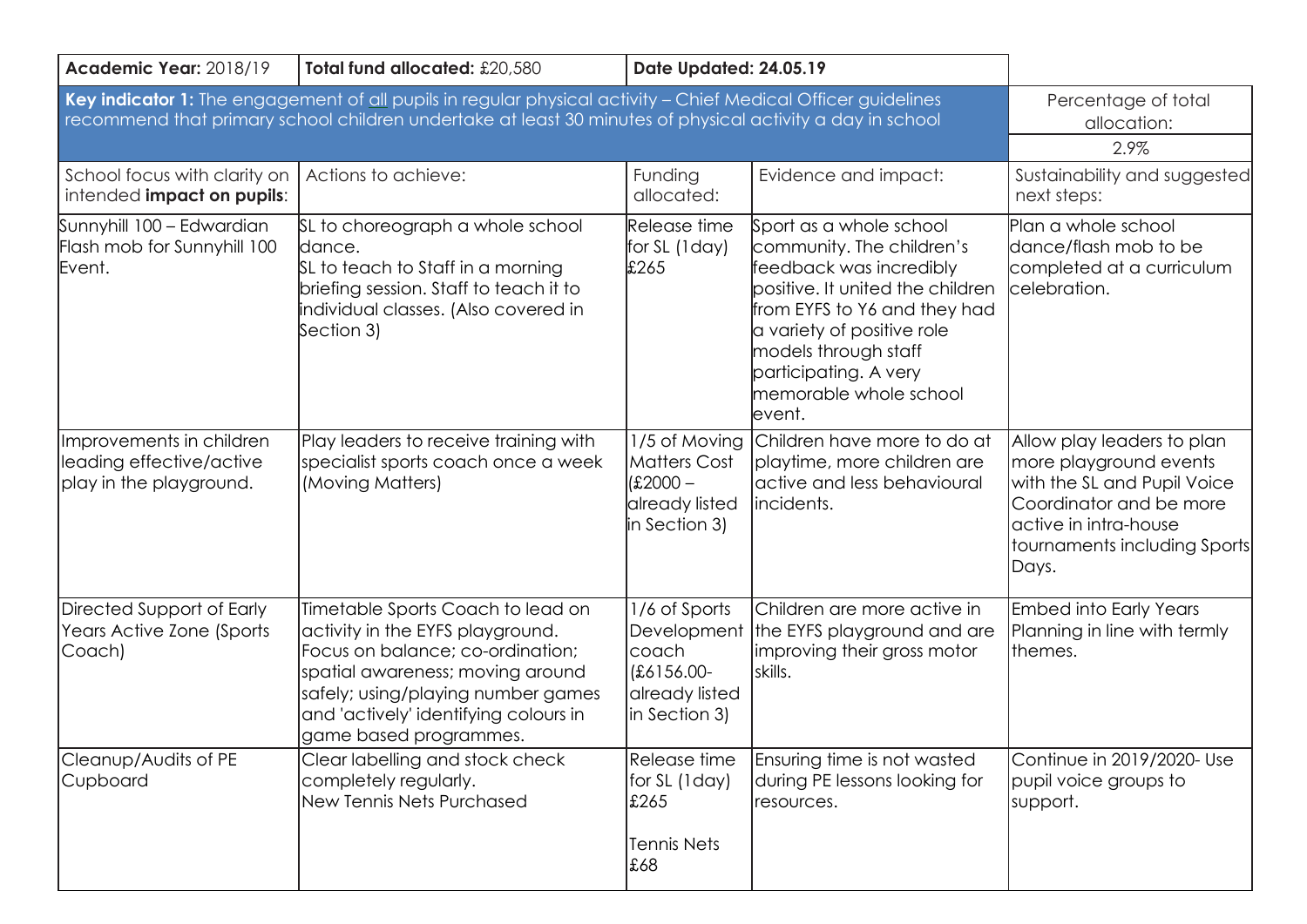| **Academic Year:** 2018/19 | **Total fund allocated:** £20,580 | **Date Updated: 24.05.19** | | |
|---|---|---|---|---|
| **Key indicator 1:** The engagement of all pupils in regular physical activity – Chief Medical Officer guidelines recommend that primary school children undertake at least 30 minutes of physical activity a day in school | | | | Percentage of total allocation: 2.9% |
| School focus with clarity on intended **impact on pupils**: | Actions to achieve: | Funding allocated: | Evidence and impact: | Sustainability and suggested next steps: |
| Sunnyhill 100 – Edwardian Flash mob for Sunnyhill 100 Event. | SL to choreograph a whole school dance.<br>SL to teach to Staff in a morning briefing session. Staff to teach it to individual classes. (Also covered in Section 3) | Release time for SL (1day) £265 | Sport as a whole school community. The children's feedback was incredibly positive. It united the children from EYFS to Y6 and they had a variety of positive role models through staff participating. A very memorable whole school event. | Plan a whole school dance/flash mob to be completed at a curriculum celebration. |
| Improvements in children leading effective/active play in the playground. | Play leaders to receive training with specialist sports coach once a week (Moving Matters) | 1/5 of Moving Matters Cost (£2000 – already listed in Section 3) | Children have more to do at playtime, more children are active and less behavioural incidents. | Allow play leaders to plan more playground events with the SL and Pupil Voice Coordinator and be more active in intra-house tournaments including Sports Days. |
| Directed Support of Early Years Active Zone (Sports Coach) | Timetable Sports Coach to lead on activity in the EYFS playground. Focus on balance; co-ordination; spatial awareness; moving around safely; using/playing number games and 'actively' identifying colours in game based programmes. | 1/6 of Sports Development coach (£6156.00- already listed in Section 3) | Children are more active in the EYFS playground and are improving their gross motor skills. | Embed into Early Years Planning in line with termly themes. |
| Cleanup/Audits of PE Cupboard | Clear labelling and stock check completely regularly.<br>New Tennis Nets Purchased | Release time for SL (1day) £265<br><br>Tennis Nets £68 | Ensuring time is not wasted during PE lessons looking for resources. | Continue in 2019/2020- Use pupil voice groups to support. |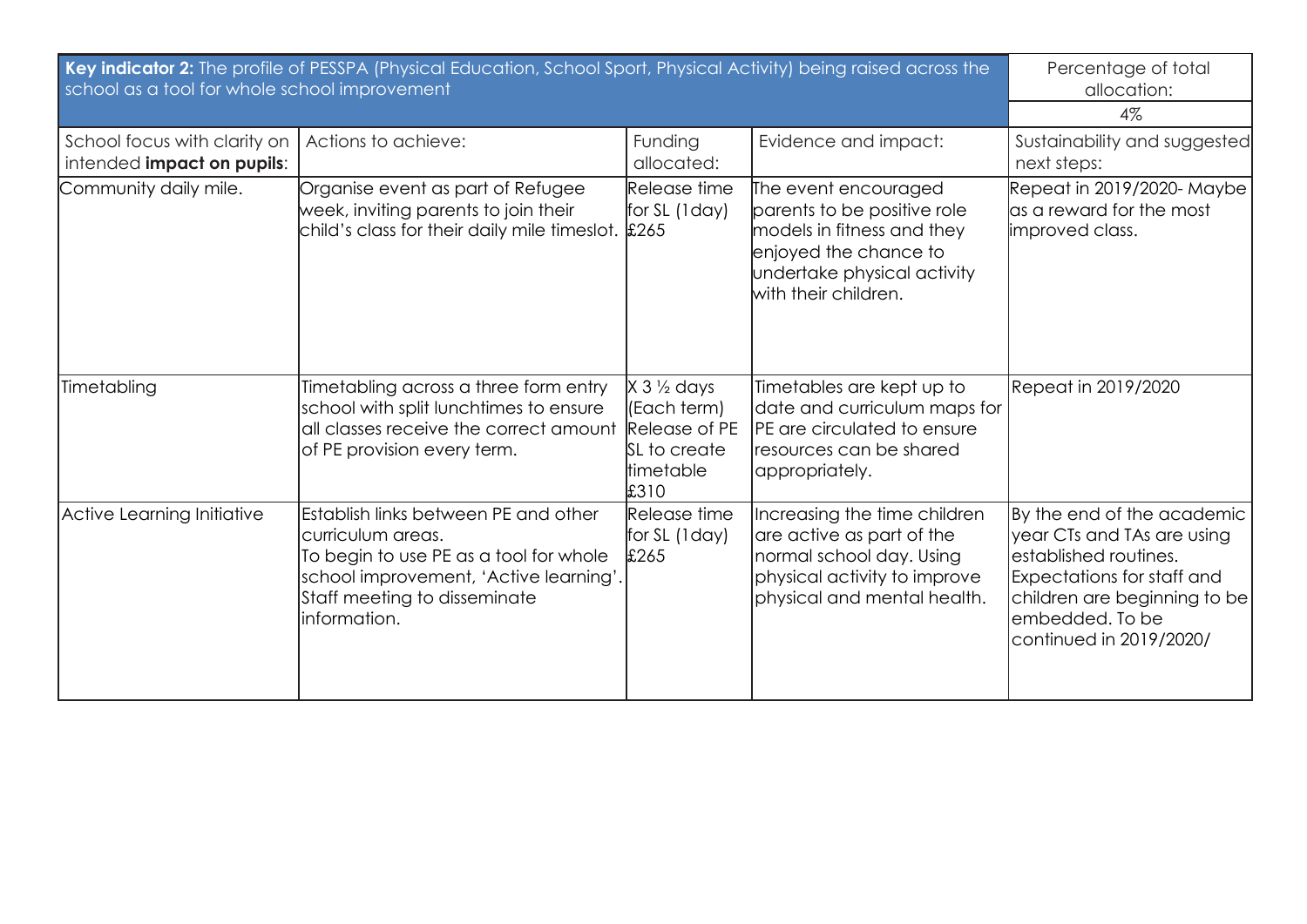| **Key indicator 2:** The profile of PESSPA (Physical Education, School Sport, Physical Activity) being raised across the school as a tool for whole school improvement | | | | Percentage of total allocation: |
|---|---|---|---|---|
| | | | | 4% |
| School focus with clarity on intended **impact on pupils**: | Actions to achieve: | Funding allocated: | Evidence and impact: | Sustainability and suggested next steps: |
| Community daily mile. | Organise event as part of Refugee week, inviting parents to join their child's class for their daily mile timeslot. | Release time for SL (1day) £265 | The event encouraged parents to be positive role models in fitness and they enjoyed the chance to undertake physical activity with their children. | Repeat in 2019/2020- Maybe as a reward for the most improved class. |
| Timetabling | Timetabling across a three form entry school with split lunchtimes to ensure all classes receive the correct amount of PE provision every term. | X 3 ½ days (Each term) Release of PE SL to create timetable £310 | Timetables are kept up to date and curriculum maps for PE are circulated to ensure resources can be shared appropriately. | Repeat in 2019/2020 |
| Active Learning Initiative | Establish links between PE and other curriculum areas.<br>To begin to use PE as a tool for whole school improvement, 'Active learning'.<br>Staff meeting to disseminate information. | Release time for SL (1day) £265 | Increasing the time children are active as part of the normal school day. Using physical activity to improve physical and mental health. | By the end of the academic year CTs and TAs are using established routines. Expectations for staff and children are beginning to be embedded. To be continued in 2019/2020/ |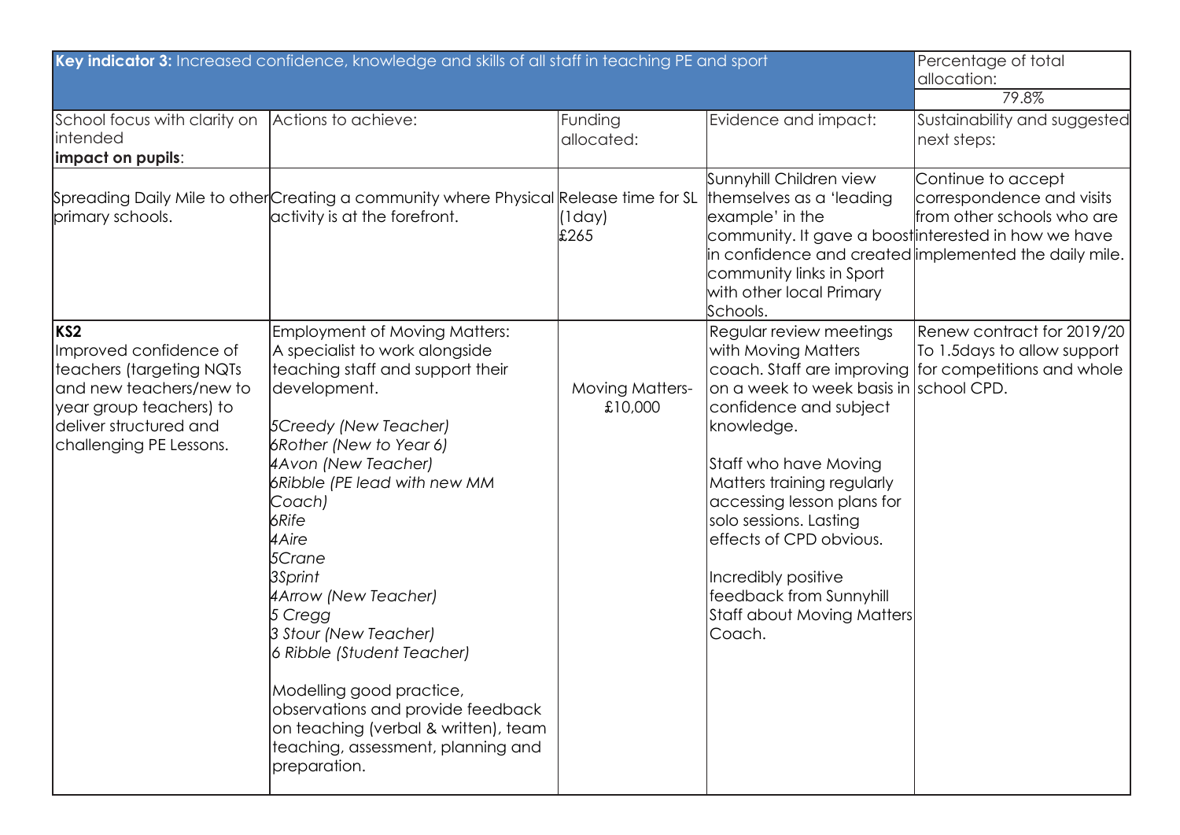| **Key indicator 3:** Increased confidence, knowledge and skills of all staff in teaching PE and sport | | | | Percentage of total allocation: |
|---|---|---|---|---|
| | | | | 79.8% |
| School focus with clarity on intended **impact on pupils**: | Actions to achieve: | Funding allocated: | Evidence and impact: | Sustainability and suggested next steps: |
| Spreading Daily Mile to other primary schools. | Creating a community where Physical activity is at the forefront. | Release time for SL (1day) £265 | Sunnyhill Children view themselves as a 'leading example' in the community. It gave a boost in confidence and created community links in Sport with other local Primary Schools. | Continue to accept correspondence and visits from other schools who are interested in how we have implemented the daily mile. |
| **KS2** Improved confidence of teachers (targeting NQTs and new teachers/new to year group teachers) to deliver structured and challenging PE Lessons. | Employment of Moving Matters: A specialist to work alongside teaching staff and support their development.<br><br>*5Creedy (New Teacher)*<br>*6Rother (New to Year 6)*<br>*4Avon (New Teacher)*<br>*6Ribble (PE lead with new MM Coach)*<br>*6Rife*<br>*4Aire*<br>*5Crane*<br>*3Sprint*<br>*4Arrow (New Teacher)*<br>*5 Cregg*<br>*3 Stour (New Teacher)*<br>*6 Ribble (Student Teacher)*<br><br>Modelling good practice, observations and provide feedback on teaching (verbal & written), team teaching, assessment, planning and preparation. | Moving Matters- £10,000 | Regular review meetings with Moving Matters coach. Staff are improving on a week to week basis in confidence and subject knowledge.<br><br>Staff who have Moving Matters training regularly accessing lesson plans for solo sessions. Lasting effects of CPD obvious.<br><br>Incredibly positive feedback from Sunnyhill Staff about Moving Matters Coach. | Renew contract for 2019/20 To 1.5days to allow support for competitions and whole school CPD. |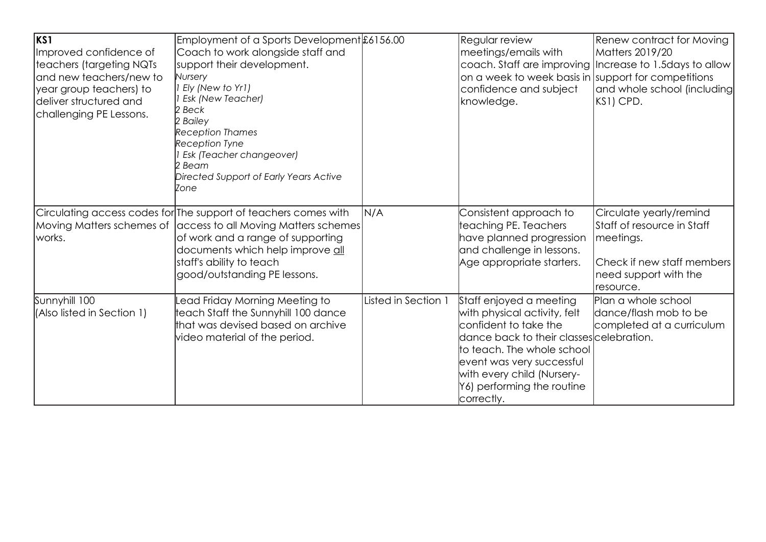| | | | | |
|---|---|---|---|---|
| **KS1**<br>Improved confidence of teachers (targeting NQTs and new teachers/new to year group teachers) to deliver structured and challenging PE Lessons. | Employment of a Sports Development Coach to work alongside staff and support their development.<br>*Nursery*<br>*1 Ely (New to Yr1)*<br>*1 Esk (New Teacher)*<br>*2 Beck*<br>*2 Bailey*<br>*Reception Thames*<br>*Reception Tyne*<br>*1 Esk (Teacher changeover)*<br>*2 Beam*<br>*Directed Support of Early Years Active Zone* | £6156.00 | Regular review meetings/emails with coach. Staff are improving on a week to week basis in confidence and subject knowledge. | Renew contract for Moving Matters 2019/20<br>Increase to 1.5days to allow support for competitions and whole school (including KS1) CPD. |
| Circulating access codes for Moving Matters schemes of works. | The support of teachers comes with access to all Moving Matters schemes of work and a range of supporting documents which help improve <u>all</u> staff's ability to teach good/outstanding PE lessons. | N/A | Consistent approach to teaching PE. Teachers have planned progression and challenge in lessons. Age appropriate starters. | Circulate yearly/remind Staff of resource in Staff meetings.<br><br>Check if new staff members need support with the resource. |
| Sunnyhill 100<br>(Also listed in Section 1) | Lead Friday Morning Meeting to teach Staff the Sunnyhill 100 dance that was devised based on archive video material of the period. | Listed in Section 1 | Staff enjoyed a meeting with physical activity, felt confident to take the dance back to their classes to teach. The whole school event was very successful with every child (Nursery-Y6) performing the routine correctly. | Plan a whole school dance/flash mob to be completed at a curriculum celebration. |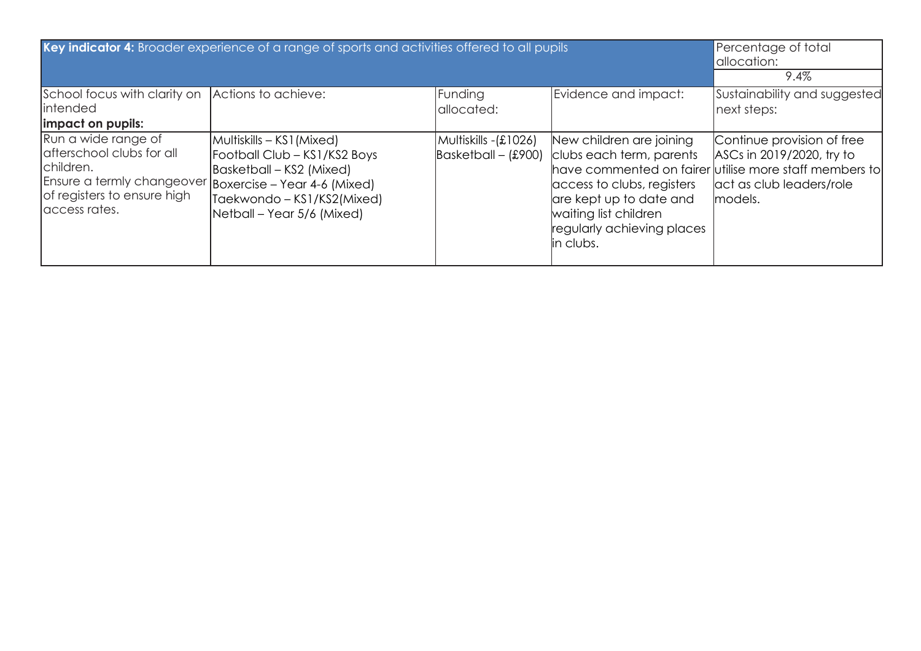| **Key indicator 4:** Broader experience of a range of sports and activities offered to all pupils | | | | Percentage of total allocation: 9.4% |
|---|---|---|---|---|
| School focus with clarity on intended **impact on pupils:** | Actions to achieve: | Funding allocated: | Evidence and impact: | Sustainability and suggested next steps: |
| Run a wide range of afterschool clubs for all children.<br>Ensure a termly changeover of registers to ensure high access rates. | Multiskills – KS1(Mixed)<br>Football Club – KS1/KS2 Boys<br>Basketball – KS2 (Mixed)<br>Boxercise – Year 4-6 (Mixed)<br>Taekwondo – KS1/KS2(Mixed)<br>Netball – Year 5/6 (Mixed) | Multiskills -(£1026)<br>Basketball – (£900) | New children are joining clubs each term, parents have commented on fairer access to clubs, registers are kept up to date and waiting list children regularly achieving places in clubs. | Continue provision of free ASCs in 2019/2020, try to utilise more staff members to act as club leaders/role models. |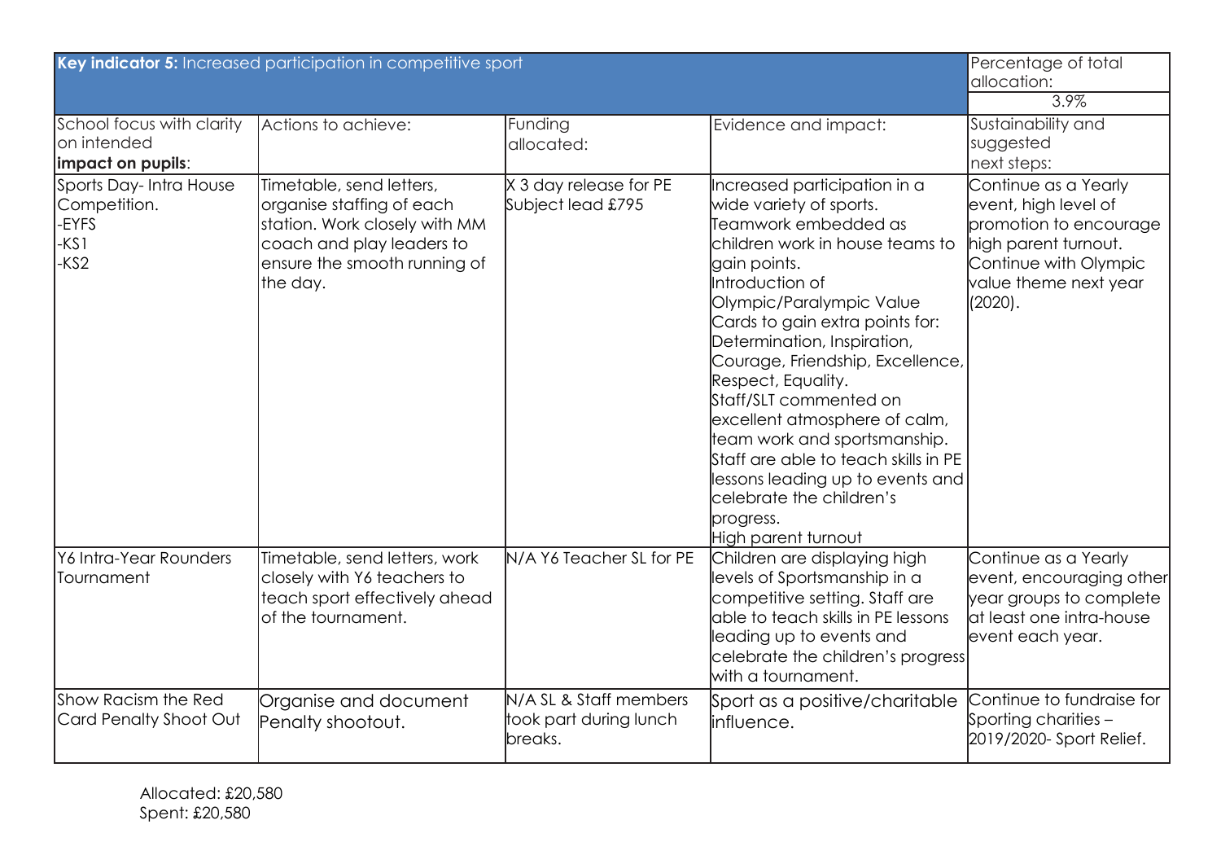| **Key indicator 5:** Increased participation in competitive sport | | | | Percentage of total allocation: |
|---|---|---|---|---|
| | | | | 3.9% |
| School focus with clarity on intended **impact on pupils**: | Actions to achieve: | Funding allocated: | Evidence and impact: | Sustainability and suggested next steps: |
| Sports Day- Intra House Competition.<br>-EYFS<br>-KS1<br>-KS2 | Timetable, send letters, organise staffing of each station. Work closely with MM coach and play leaders to ensure the smooth running of the day. | X 3 day release for PE Subject lead £795 | Increased participation in a wide variety of sports.<br>Teamwork embedded as children work in house teams to gain points.<br>Introduction of Olympic/Paralympic Value Cards to gain extra points for: Determination, Inspiration, Courage, Friendship, Excellence, Respect, Equality.<br>Staff/SLT commented on excellent atmosphere of calm, team work and sportsmanship.<br>Staff are able to teach skills in PE lessons leading up to events and celebrate the children's progress.<br>High parent turnout | Continue as a Yearly event, high level of promotion to encourage high parent turnout.<br>Continue with Olympic value theme next year (2020). |
| Y6 Intra-Year Rounders Tournament | Timetable, send letters, work closely with Y6 teachers to teach sport effectively ahead of the tournament. | N/A Y6 Teacher SL for PE | Children are displaying high levels of Sportsmanship in a competitive setting. Staff are able to teach skills in PE lessons leading up to events and celebrate the children's progress with a tournament. | Continue as a Yearly event, encouraging other year groups to complete at least one intra-house event each year. |
| Show Racism the Red Card Penalty Shoot Out | Organise and document Penalty shootout. | N/A SL & Staff members took part during lunch breaks. | Sport as a positive/charitable influence. | Continue to fundraise for Sporting charities – 2019/2020- Sport Relief. |

Allocated: £20,580
Spent: £20,580